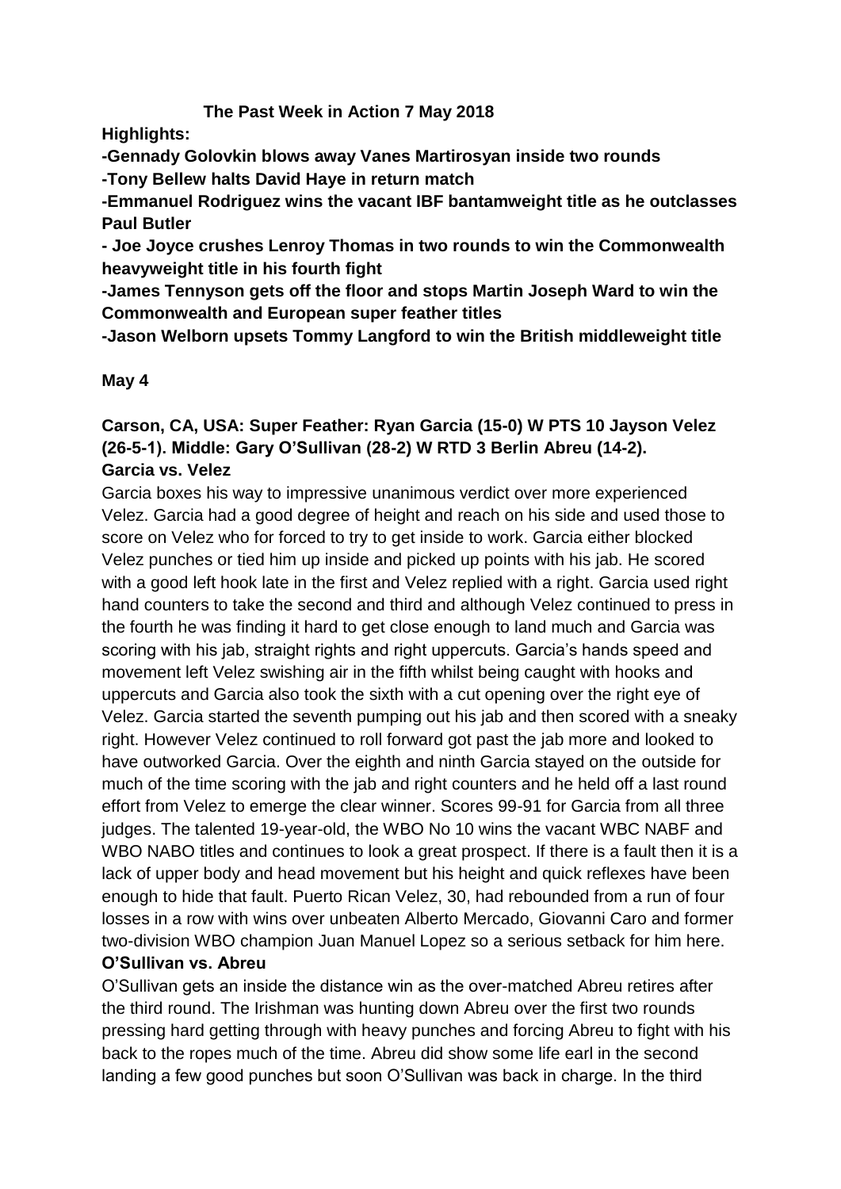# The Past Week in Action 7 May 2018

**Highlights:**

**-Gennady Golovkin blows away Vanes Martirosyan inside two rounds**

**-Tony Bellew halts David Haye in return match**

**-Emmanuel Rodriguez wins the vacant IBF bantamweight title as he outclasses Paul Butler**

**- Joe Joyce crushes Lenroy Thomas in two rounds to win the Commonwealth heavyweight title in his fourth fight**

**-James Tennyson gets off the floor and stops Martin Joseph Ward to win the Commonwealth and European super feather titles**

**-Jason Welborn upsets Tommy Langford to win the British middleweight title**

## May 4

### Carson, CA, USA: Super Feather: Ryan Garcia (15-0) W PTS 10 Jayson Velez (26-5-1). Middle: Gary O'Sullivan (28-2) W RTD 3 Berlin Abreu (14-2).

**Garcia vs. Velez**

Garcia boxes his way to impressive unanimous verdict over more experienced Velez. Garcia had a good degree of height and reach on his side and used those to score on Velez who for forced to try to get inside to work. Garcia either blocked Velez punches or tied him up inside and picked up points with his jab. He scored with a good left hook late in the first and Velez replied with a right. Garcia used right hand counters to take the second and third and although Velez continued to press in the fourth he was finding it hard to get close enough to land much and Garcia was scoring with his jab, straight rights and right uppercuts. Garcia's hands speed and movement left Velez swishing air in the fifth whilst being caught with hooks and uppercuts and Garcia also took the sixth with a cut opening over the right eye of Velez. Garcia started the seventh pumping out his jab and then scored with a sneaky right. However Velez continued to roll forward got past the jab more and looked to have outworked Garcia. Over the eighth and ninth Garcia stayed on the outside for much of the time scoring with the jab and right counters and he held off a last round effort from Velez to emerge the clear winner. Scores 99-91 for Garcia from all three judges. The talented 19-year-old, the WBO No 10 wins the vacant WBC NABF and WBO NABO titles and continues to look a great prospect. If there is a fault then it is a lack of upper body and head movement but his height and quick reflexes have been enough to hide that fault. Puerto Rican Velez, 30, had rebounded from a run of four losses in a row with wins over unbeaten Alberto Mercado, Giovanni Caro and former two-division WBO champion Juan Manuel Lopez so a serious setback for him here.

**O'Sullivan vs. Abreu**

O'Sullivan gets an inside the distance win as the over-matched Abreu retires after the third round. The Irishman was hunting down Abreu over the first two rounds pressing hard getting through with heavy punches and forcing Abreu to fight with his back to the ropes much of the time. Abreu did show some life earl in the second landing a few good punches but soon O'Sullivan was back in charge. In the third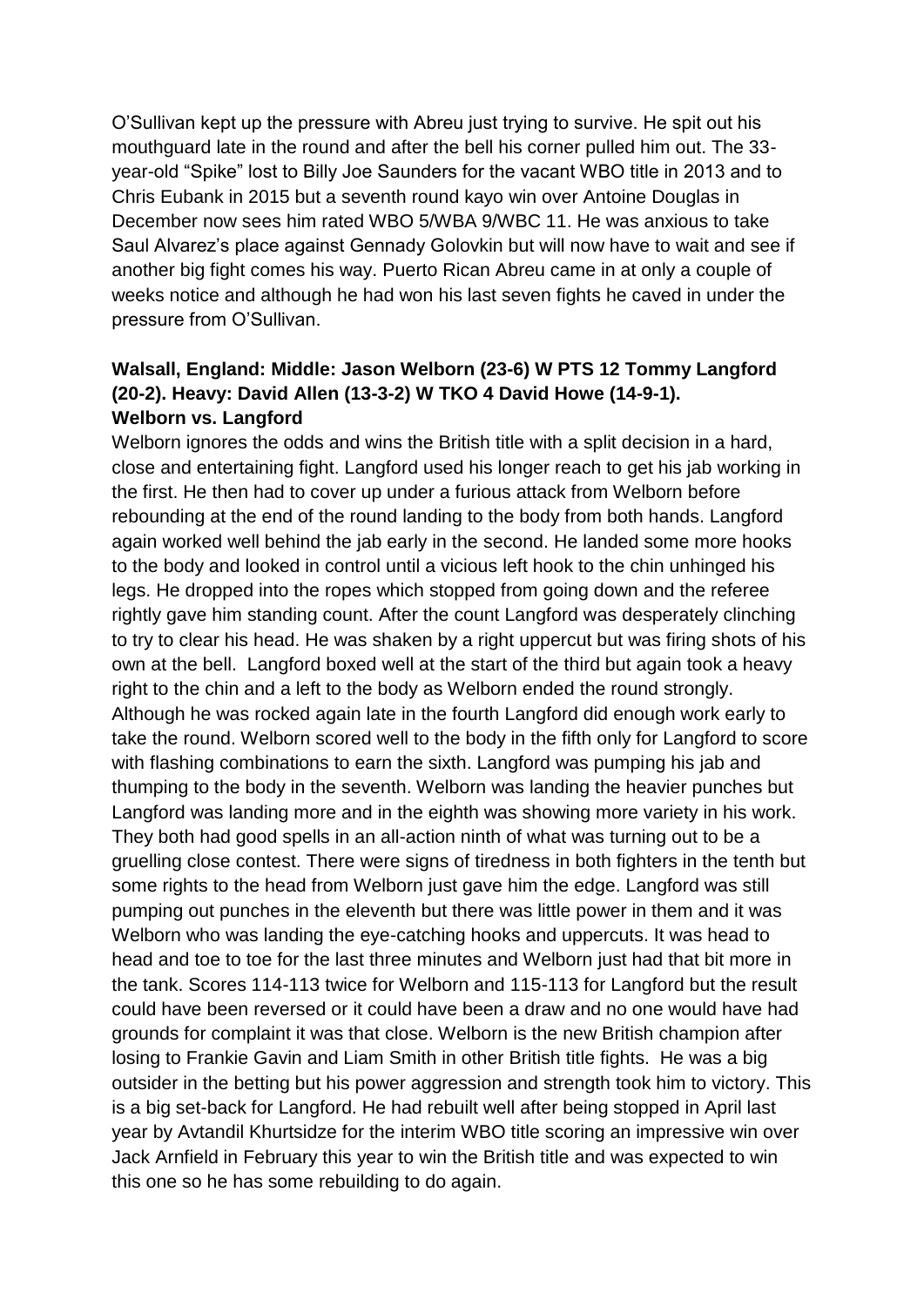O'Sullivan kept up the pressure with Abreu just trying to survive. He spit out his mouthguard late in the round and after the bell his corner pulled him out. The 33-year-old "Spike" lost to Billy Joe Saunders for the vacant WBO title in 2013 and to Chris Eubank in 2015 but a seventh round kayo win over Antoine Douglas in December now sees him rated WBO 5/WBA 9/WBC 11. He was anxious to take Saul Alvarez's place against Gennady Golovkin but will now have to wait and see if another big fight comes his way. Puerto Rican Abreu came in at only a couple of weeks notice and although he had won his last seven fights he caved in under the pressure from O'Sullivan.

**Walsall, England: Middle: Jason Welborn (23-6) W PTS 12 Tommy Langford (20-2). Heavy: David Allen (13-3-2) W TKO 4 David Howe (14-9-1).**
**Welborn vs. Langford**

Welborn ignores the odds and wins the British title with a split decision in a hard, close and entertaining fight. Langford used his longer reach to get his jab working in the first. He then had to cover up under a furious attack from Welborn before rebounding at the end of the round landing to the body from both hands. Langford again worked well behind the jab early in the second. He landed some more hooks to the body and looked in control until a vicious left hook to the chin unhinged his legs. He dropped into the ropes which stopped from going down and the referee rightly gave him standing count. After the count Langford was desperately clinching to try to clear his head. He was shaken by a right uppercut but was firing shots of his own at the bell. Langford boxed well at the start of the third but again took a heavy right to the chin and a left to the body as Welborn ended the round strongly. Although he was rocked again late in the fourth Langford did enough work early to take the round. Welborn scored well to the body in the fifth only for Langford to score with flashing combinations to earn the sixth. Langford was pumping his jab and thumping to the body in the seventh. Welborn was landing the heavier punches but Langford was landing more and in the eighth was showing more variety in his work. They both had good spells in an all-action ninth of what was turning out to be a gruelling close contest. There were signs of tiredness in both fighters in the tenth but some rights to the head from Welborn just gave him the edge. Langford was still pumping out punches in the eleventh but there was little power in them and it was Welborn who was landing the eye-catching hooks and uppercuts. It was head to head and toe to toe for the last three minutes and Welborn just had that bit more in the tank. Scores 114-113 twice for Welborn and 115-113 for Langford but the result could have been reversed or it could have been a draw and no one would have had grounds for complaint it was that close. Welborn is the new British champion after losing to Frankie Gavin and Liam Smith in other British title fights. He was a big outsider in the betting but his power aggression and strength took him to victory. This is a big set-back for Langford. He had rebuilt well after being stopped in April last year by Avtandil Khurtsidze for the interim WBO title scoring an impressive win over Jack Arnfield in February this year to win the British title and was expected to win this one so he has some rebuilding to do again.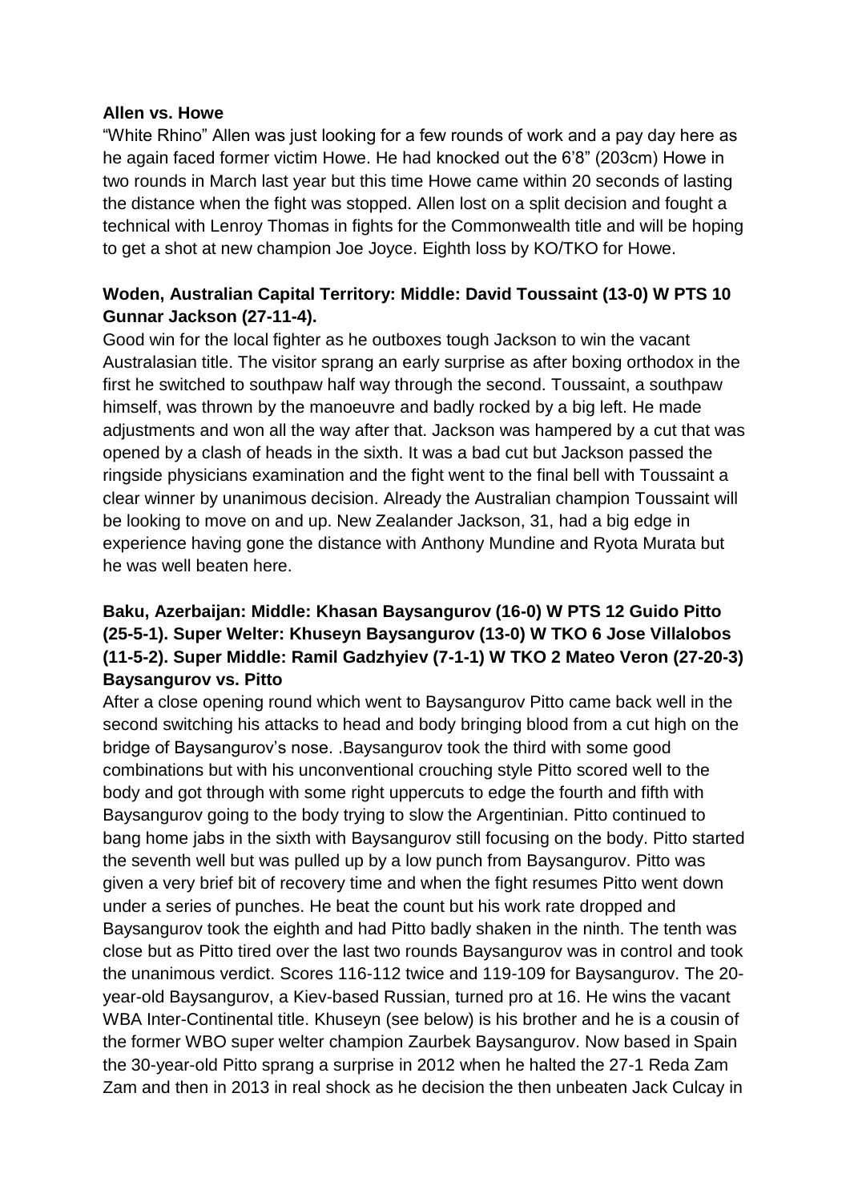**Allen vs. Howe**

"White Rhino" Allen was just looking for a few rounds of work and a pay day here as he again faced former victim Howe. He had knocked out the 6'8" (203cm) Howe in two rounds in March last year but this time Howe came within 20 seconds of lasting the distance when the fight was stopped. Allen lost on a split decision and fought a technical with Lenroy Thomas in fights for the Commonwealth title and will be hoping to get a shot at new champion Joe Joyce. Eighth loss by KO/TKO for Howe.

**Woden, Australian Capital Territory: Middle: David Toussaint (13-0) W PTS 10 Gunnar Jackson (27-11-4).**

Good win for the local fighter as he outboxes tough Jackson to win the vacant Australasian title. The visitor sprang an early surprise as after boxing orthodox in the first he switched to southpaw half way through the second. Toussaint, a southpaw himself, was thrown by the manoeuvre and badly rocked by a big left. He made adjustments and won all the way after that. Jackson was hampered by a cut that was opened by a clash of heads in the sixth. It was a bad cut but Jackson passed the ringside physicians examination and the fight went to the final bell with Toussaint a clear winner by unanimous decision. Already the Australian champion Toussaint will be looking to move on and up. New Zealander Jackson, 31, had a big edge in experience having gone the distance with Anthony Mundine and Ryota Murata but he was well beaten here.

**Baku, Azerbaijan: Middle: Khasan Baysangurov (16-0) W PTS 12 Guido Pitto (25-5-1). Super Welter: Khuseyn Baysangurov (13-0) W TKO 6 Jose Villalobos (11-5-2). Super Middle: Ramil Gadzhyiev (7-1-1) W TKO 2 Mateo Veron (27-20-3)**

**Baysangurov vs. Pitto**

After a close opening round which went to Baysangurov Pitto came back well in the second switching his attacks to head and body bringing blood from a cut high on the bridge of Baysangurov's nose. .Baysangurov took the third with some good combinations but with his unconventional crouching style Pitto scored well to the body and got through with some right uppercuts to edge the fourth and fifth with Baysangurov going to the body trying to slow the Argentinian. Pitto continued to bang home jabs in the sixth with Baysangurov still focusing on the body. Pitto started the seventh well but was pulled up by a low punch from Baysangurov. Pitto was given a very brief bit of recovery time and when the fight resumes Pitto went down under a series of punches. He beat the count but his work rate dropped and Baysangurov took the eighth and had Pitto badly shaken in the ninth. The tenth was close but as Pitto tired over the last two rounds Baysangurov was in control and took the unanimous verdict. Scores 116-112 twice and 119-109 for Baysangurov. The 20-year-old Baysangurov, a Kiev-based Russian, turned pro at 16. He wins the vacant WBA Inter-Continental title. Khuseyn (see below) is his brother and he is a cousin of the former WBO super welter champion Zaurbek Baysangurov. Now based in Spain the 30-year-old Pitto sprang a surprise in 2012 when he halted the 27-1 Reda Zam Zam and then in 2013 in real shock as he decision the then unbeaten Jack Culcay in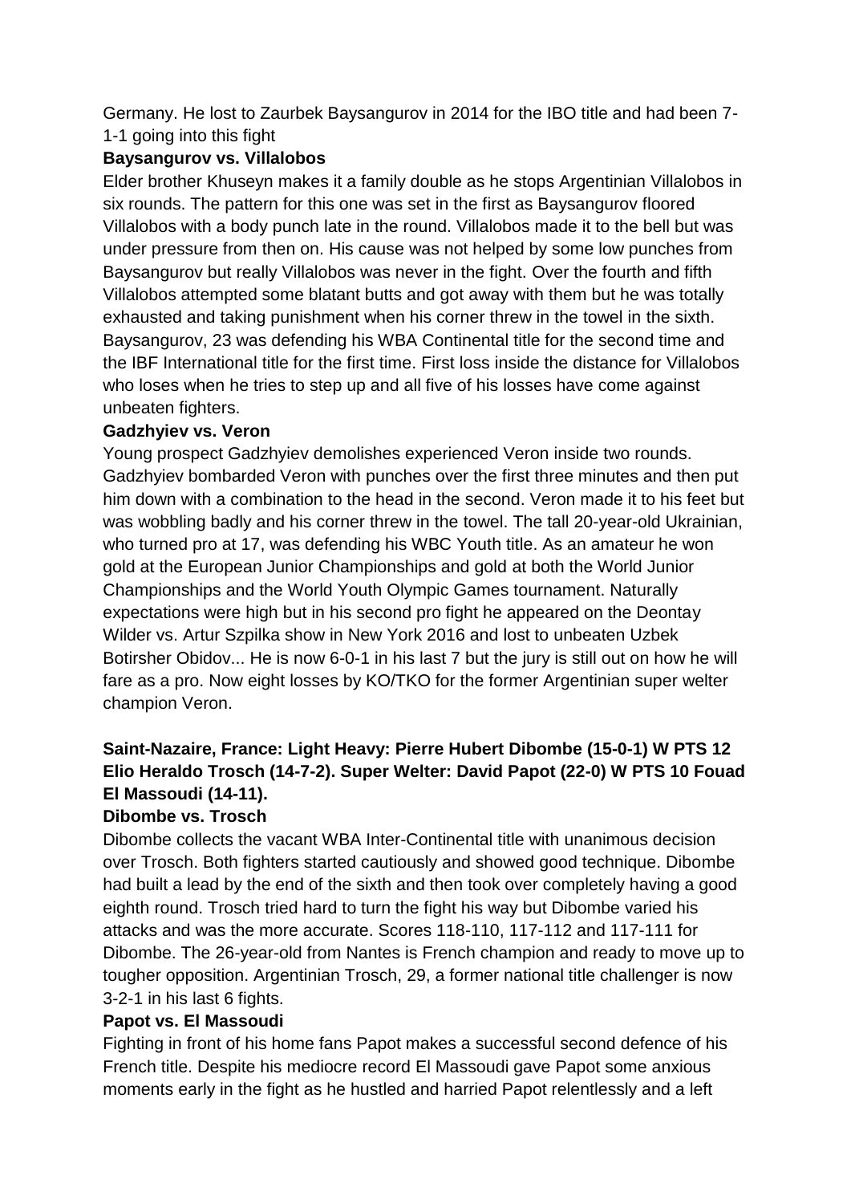Germany. He lost to Zaurbek Baysangurov in 2014 for the IBO title and had been 7-1-1 going into this fight

**Baysangurov vs. Villalobos**

Elder brother Khuseyn makes it a family double as he stops Argentinian Villalobos in six rounds. The pattern for this one was set in the first as Baysangurov floored Villalobos with a body punch late in the round. Villalobos made it to the bell but was under pressure from then on. His cause was not helped by some low punches from Baysangurov but really Villalobos was never in the fight. Over the fourth and fifth Villalobos attempted some blatant butts and got away with them but he was totally exhausted and taking punishment when his corner threw in the towel in the sixth. Baysangurov, 23 was defending his WBA Continental title for the second time and the IBF International title for the first time. First loss inside the distance for Villalobos who loses when he tries to step up and all five of his losses have come against unbeaten fighters.

**Gadzhyiev vs. Veron**

Young prospect Gadzhyiev demolishes experienced Veron inside two rounds. Gadzhyiev bombarded Veron with punches over the first three minutes and then put him down with a combination to the head in the second. Veron made it to his feet but was wobbling badly and his corner threw in the towel. The tall 20-year-old Ukrainian, who turned pro at 17, was defending his WBC Youth title. As an amateur he won gold at the European Junior Championships and gold at both the World Junior Championships and the World Youth Olympic Games tournament. Naturally expectations were high but in his second pro fight he appeared on the Deontay Wilder vs. Artur Szpilka show in New York 2016 and lost to unbeaten Uzbek Botirsher Obidov... He is now 6-0-1 in his last 7 but the jury is still out on how he will fare as a pro. Now eight losses by KO/TKO for the former Argentinian super welter champion Veron.

**Saint-Nazaire, France: Light Heavy: Pierre Hubert Dibombe (15-0-1) W PTS 12 Elio Heraldo Trosch (14-7-2). Super Welter: David Papot (22-0) W PTS 10 Fouad El Massoudi (14-11).**

**Dibombe vs. Trosch**

Dibombe collects the vacant WBA Inter-Continental title with unanimous decision over Trosch. Both fighters started cautiously and showed good technique. Dibombe had built a lead by the end of the sixth and then took over completely having a good eighth round. Trosch tried hard to turn the fight his way but Dibombe varied his attacks and was the more accurate. Scores 118-110, 117-112 and 117-111 for Dibombe. The 26-year-old from Nantes is French champion and ready to move up to tougher opposition. Argentinian Trosch, 29, a former national title challenger is now 3-2-1 in his last 6 fights.

**Papot vs. El Massoudi**

Fighting in front of his home fans Papot makes a successful second defence of his French title. Despite his mediocre record El Massoudi gave Papot some anxious moments early in the fight as he hustled and harried Papot relentlessly and a left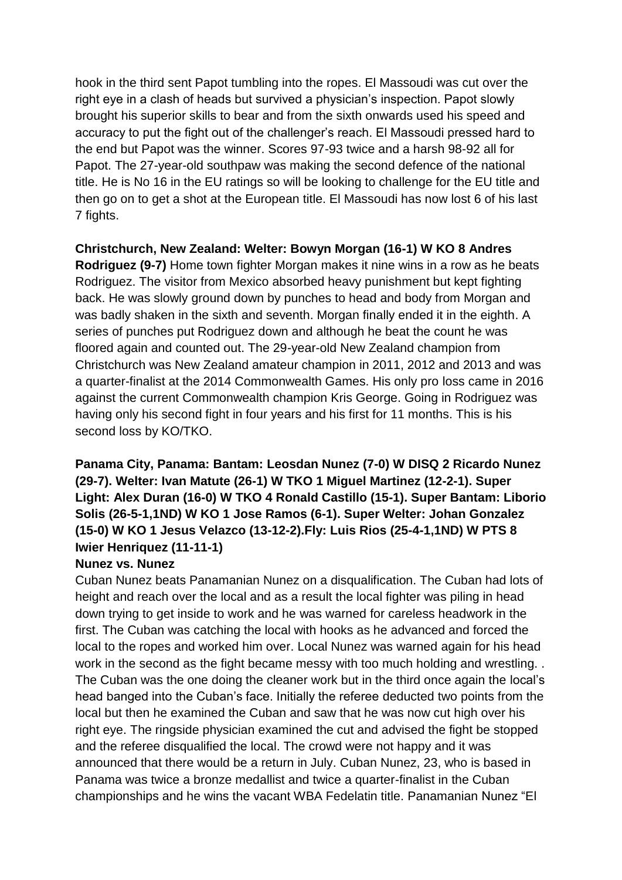hook in the third sent Papot tumbling into the ropes. El Massoudi was cut over the right eye in a clash of heads but survived a physician's inspection. Papot slowly brought his superior skills to bear and from the sixth onwards used his speed and accuracy to put the fight out of the challenger's reach. El Massoudi pressed hard to the end but Papot was the winner. Scores 97-93 twice and a harsh 98-92 all for Papot. The 27-year-old southpaw was making the second defence of the national title. He is No 16 in the EU ratings so will be looking to challenge for the EU title and then go on to get a shot at the European title. El Massoudi has now lost 6 of his last 7 fights.

**Christchurch, New Zealand: Welter: Bowyn Morgan (16-1) W KO 8 Andres Rodriguez (9-7)** Home town fighter Morgan makes it nine wins in a row as he beats Rodriguez. The visitor from Mexico absorbed heavy punishment but kept fighting back. He was slowly ground down by punches to head and body from Morgan and was badly shaken in the sixth and seventh. Morgan finally ended it in the eighth. A series of punches put Rodriguez down and although he beat the count he was floored again and counted out. The 29-year-old New Zealand champion from Christchurch was New Zealand amateur champion in 2011, 2012 and 2013 and was a quarter-finalist at the 2014 Commonwealth Games. His only pro loss came in 2016 against the current Commonwealth champion Kris George. Going in Rodriguez was having only his second fight in four years and his first for 11 months. This is his second loss by KO/TKO.

**Panama City, Panama: Bantam: Leosdan Nunez (7-0) W DISQ 2 Ricardo Nunez (29-7). Welter: Ivan Matute (26-1) W TKO 1 Miguel Martinez (12-2-1). Super Light: Alex Duran (16-0) W TKO 4 Ronald Castillo (15-1). Super Bantam: Liborio Solis (26-5-1,1ND) W KO 1 Jose Ramos (6-1). Super Welter: Johan Gonzalez (15-0) W KO 1 Jesus Velazco (13-12-2).Fly: Luis Rios (25-4-1,1ND) W PTS 8 Iwier Henriquez (11-11-1)**

**Nunez vs. Nunez**

Cuban Nunez beats Panamanian Nunez on a disqualification. The Cuban had lots of height and reach over the local and as a result the local fighter was piling in head down trying to get inside to work and he was warned for careless headwork in the first. The Cuban was catching the local with hooks as he advanced and forced the local to the ropes and worked him over. Local Nunez was warned again for his head work in the second as the fight became messy with too much holding and wrestling. . The Cuban was the one doing the cleaner work but in the third once again the local's head banged into the Cuban's face. Initially the referee deducted two points from the local but then he examined the Cuban and saw that he was now cut high over his right eye. The ringside physician examined the cut and advised the fight be stopped and the referee disqualified the local. The crowd were not happy and it was announced that there would be a return in July. Cuban Nunez, 23, who is based in Panama was twice a bronze medallist and twice a quarter-finalist in the Cuban championships and he wins the vacant WBA Fedelatin title. Panamanian Nunez "El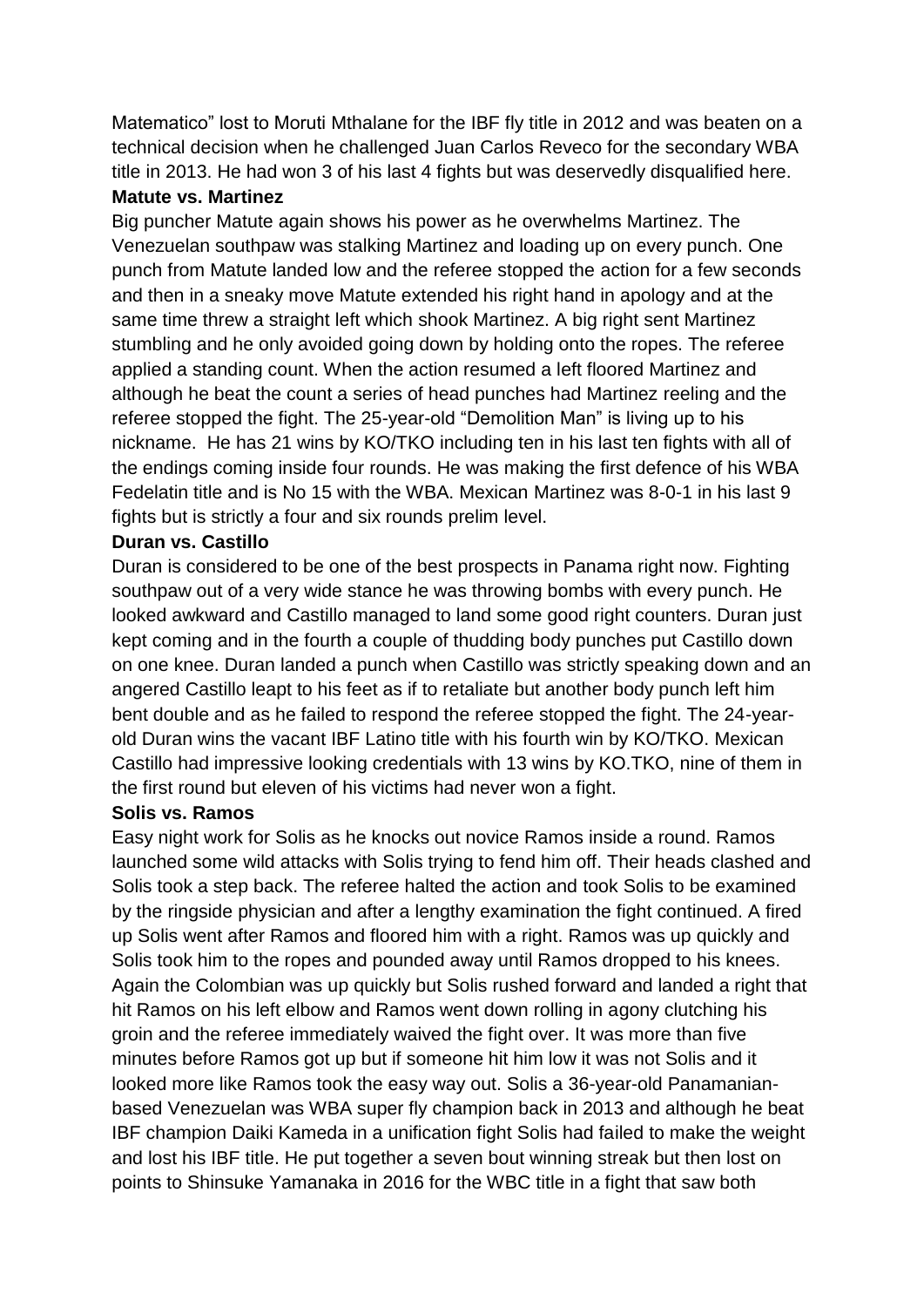Matematico" lost to Moruti Mthalane for the IBF fly title in 2012 and was beaten on a technical decision when he challenged Juan Carlos Reveco for the secondary WBA title in 2013. He had won 3 of his last 4 fights but was deservedly disqualified here.

**Matute vs. Martinez**

Big puncher Matute again shows his power as he overwhelms Martinez. The Venezuelan southpaw was stalking Martinez and loading up on every punch. One punch from Matute landed low and the referee stopped the action for a few seconds and then in a sneaky move Matute extended his right hand in apology and at the same time threw a straight left which shook Martinez. A big right sent Martinez stumbling and he only avoided going down by holding onto the ropes. The referee applied a standing count. When the action resumed a left floored Martinez and although he beat the count a series of head punches had Martinez reeling and the referee stopped the fight. The 25-year-old "Demolition Man" is living up to his nickname. He has 21 wins by KO/TKO including ten in his last ten fights with all of the endings coming inside four rounds. He was making the first defence of his WBA Fedelatin title and is No 15 with the WBA. Mexican Martinez was 8-0-1 in his last 9 fights but is strictly a four and six rounds prelim level.

**Duran vs. Castillo**

Duran is considered to be one of the best prospects in Panama right now. Fighting southpaw out of a very wide stance he was throwing bombs with every punch. He looked awkward and Castillo managed to land some good right counters. Duran just kept coming and in the fourth a couple of thudding body punches put Castillo down on one knee. Duran landed a punch when Castillo was strictly speaking down and an angered Castillo leapt to his feet as if to retaliate but another body punch left him bent double and as he failed to respond the referee stopped the fight. The 24-year-old Duran wins the vacant IBF Latino title with his fourth win by KO/TKO. Mexican Castillo had impressive looking credentials with 13 wins by KO.TKO, nine of them in the first round but eleven of his victims had never won a fight.

**Solis vs. Ramos**

Easy night work for Solis as he knocks out novice Ramos inside a round. Ramos launched some wild attacks with Solis trying to fend him off. Their heads clashed and Solis took a step back. The referee halted the action and took Solis to be examined by the ringside physician and after a lengthy examination the fight continued. A fired up Solis went after Ramos and floored him with a right. Ramos was up quickly and Solis took him to the ropes and pounded away until Ramos dropped to his knees. Again the Colombian was up quickly but Solis rushed forward and landed a right that hit Ramos on his left elbow and Ramos went down rolling in agony clutching his groin and the referee immediately waived the fight over. It was more than five minutes before Ramos got up but if someone hit him low it was not Solis and it looked more like Ramos took the easy way out. Solis a 36-year-old Panamanian-based Venezuelan was WBA super fly champion back in 2013 and although he beat IBF champion Daiki Kameda in a unification fight Solis had failed to make the weight and lost his IBF title. He put together a seven bout winning streak but then lost on points to Shinsuke Yamanaka in 2016 for the WBC title in a fight that saw both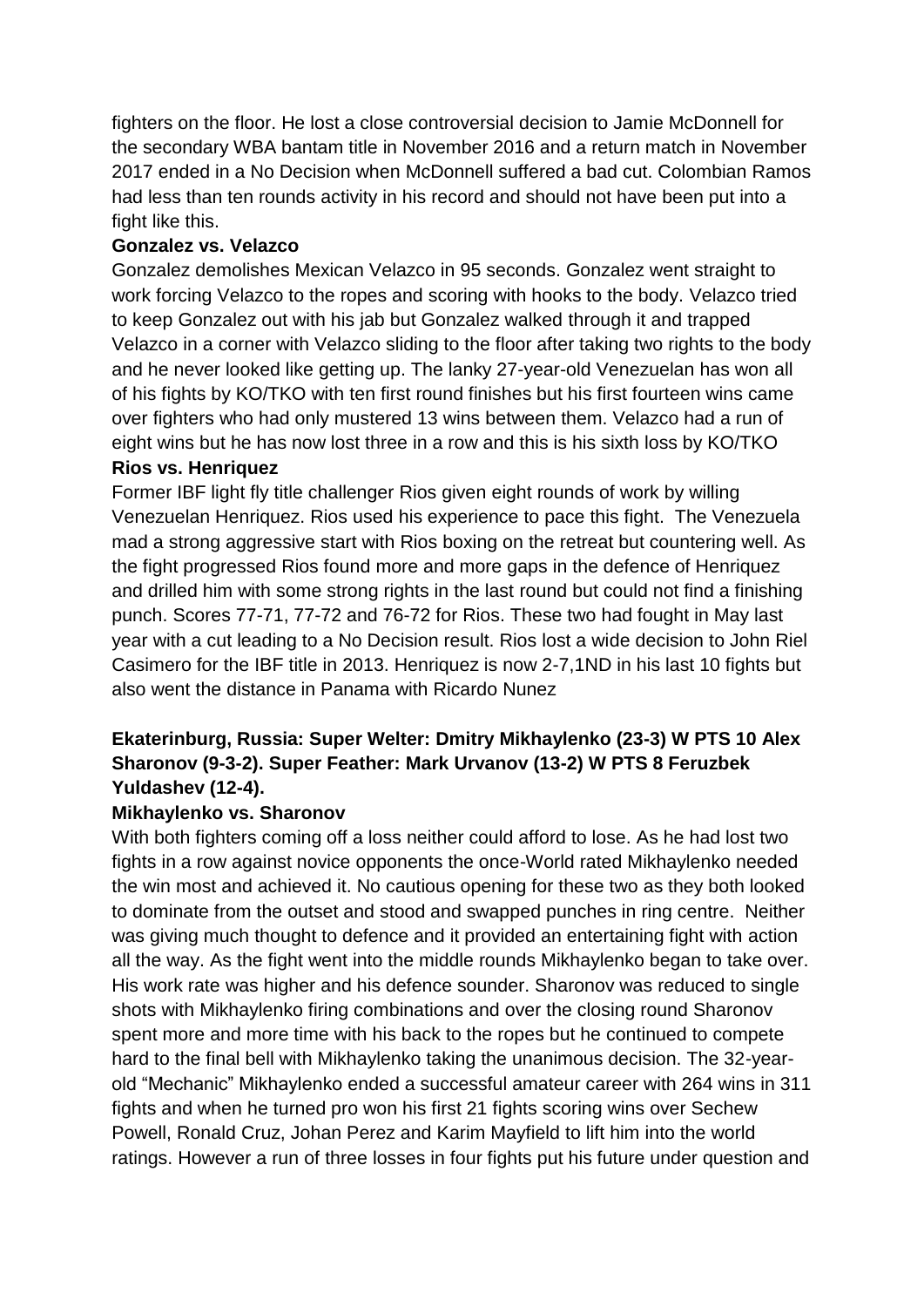fighters on the floor. He lost a close controversial decision to Jamie McDonnell for the secondary WBA bantam title in November 2016 and a return match in November 2017 ended in a No Decision when McDonnell suffered a bad cut. Colombian Ramos had less than ten rounds activity in his record and should not have been put into a fight like this.

**Gonzalez vs. Velazco**

Gonzalez demolishes Mexican Velazco in 95 seconds. Gonzalez went straight to work forcing Velazco to the ropes and scoring with hooks to the body. Velazco tried to keep Gonzalez out with his jab but Gonzalez walked through it and trapped Velazco in a corner with Velazco sliding to the floor after taking two rights to the body and he never looked like getting up. The lanky 27-year-old Venezuelan has won all of his fights by KO/TKO with ten first round finishes but his first fourteen wins came over fighters who had only mustered 13 wins between them. Velazco had a run of eight wins but he has now lost three in a row and this is his sixth loss by KO/TKO

**Rios vs. Henriquez**

Former IBF light fly title challenger Rios given eight rounds of work by willing Venezuelan Henriquez. Rios used his experience to pace this fight. The Venezuela mad a strong aggressive start with Rios boxing on the retreat but countering well. As the fight progressed Rios found more and more gaps in the defence of Henriquez and drilled him with some strong rights in the last round but could not find a finishing punch. Scores 77-71, 77-72 and 76-72 for Rios. These two had fought in May last year with a cut leading to a No Decision result. Rios lost a wide decision to John Riel Casimero for the IBF title in 2013. Henriquez is now 2-7,1ND in his last 10 fights but also went the distance in Panama with Ricardo Nunez

**Ekaterinburg, Russia: Super Welter: Dmitry Mikhaylenko (23-3) W PTS 10 Alex Sharonov (9-3-2). Super Feather: Mark Urvanov (13-2) W PTS 8 Feruzbek Yuldashev (12-4).**

**Mikhaylenko vs. Sharonov**

With both fighters coming off a loss neither could afford to lose. As he had lost two fights in a row against novice opponents the once-World rated Mikhaylenko needed the win most and achieved it. No cautious opening for these two as they both looked to dominate from the outset and stood and swapped punches in ring centre. Neither was giving much thought to defence and it provided an entertaining fight with action all the way. As the fight went into the middle rounds Mikhaylenko began to take over. His work rate was higher and his defence sounder. Sharonov was reduced to single shots with Mikhaylenko firing combinations and over the closing round Sharonov spent more and more time with his back to the ropes but he continued to compete hard to the final bell with Mikhaylenko taking the unanimous decision. The 32-year-old "Mechanic" Mikhaylenko ended a successful amateur career with 264 wins in 311 fights and when he turned pro won his first 21 fights scoring wins over Sechew Powell, Ronald Cruz, Johan Perez and Karim Mayfield to lift him into the world ratings. However a run of three losses in four fights put his future under question and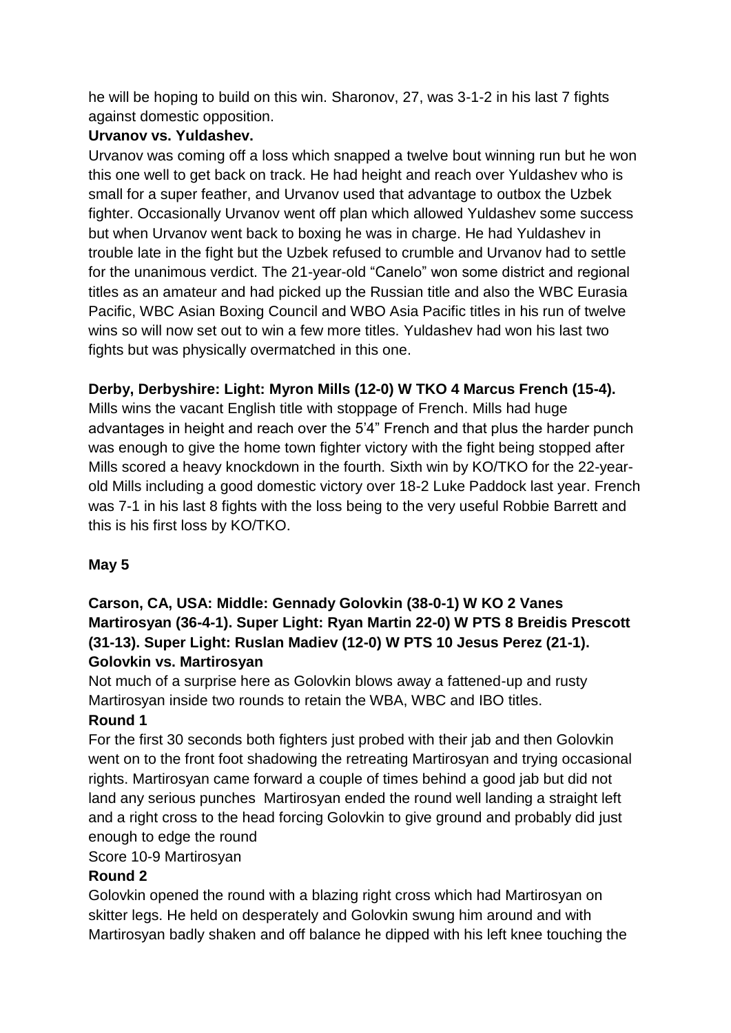he will be hoping to build on this win. Sharonov, 27, was 3-1-2 in his last 7 fights against domestic opposition.

**Urvanov vs. Yuldashev.**

Urvanov was coming off a loss which snapped a twelve bout winning run but he won this one well to get back on track. He had height and reach over Yuldashev who is small for a super feather, and Urvanov used that advantage to outbox the Uzbek fighter. Occasionally Urvanov went off plan which allowed Yuldashev some success but when Urvanov went back to boxing he was in charge. He had Yuldashev in trouble late in the fight but the Uzbek refused to crumble and Urvanov had to settle for the unanimous verdict. The 21-year-old "Canelo" won some district and regional titles as an amateur and had picked up the Russian title and also the WBC Eurasia Pacific, WBC Asian Boxing Council and WBO Asia Pacific titles in his run of twelve wins so will now set out to win a few more titles. Yuldashev had won his last two fights but was physically overmatched in this one.

**Derby, Derbyshire: Light: Myron Mills (12-0) W TKO 4 Marcus French (15-4).**

Mills wins the vacant English title with stoppage of French. Mills had huge advantages in height and reach over the 5'4" French and that plus the harder punch was enough to give the home town fighter victory with the fight being stopped after Mills scored a heavy knockdown in the fourth. Sixth win by KO/TKO for the 22-year-old Mills including a good domestic victory over 18-2 Luke Paddock last year. French was 7-1 in his last 8 fights with the loss being to the very useful Robbie Barrett and this is his first loss by KO/TKO.

**May 5**

**Carson, CA, USA: Middle: Gennady Golovkin (38-0-1) W KO 2 Vanes Martirosyan (36-4-1). Super Light: Ryan Martin 22-0) W PTS 8 Breidis Prescott (31-13). Super Light: Ruslan Madiev (12-0) W PTS 10 Jesus Perez (21-1).**

**Golovkin vs. Martirosyan**

Not much of a surprise here as Golovkin blows away a fattened-up and rusty Martirosyan inside two rounds to retain the WBA, WBC and IBO titles.

**Round 1**

For the first 30 seconds both fighters just probed with their jab and then Golovkin went on to the front foot shadowing the retreating Martirosyan and trying occasional rights. Martirosyan came forward a couple of times behind a good jab but did not land any serious punches Martirosyan ended the round well landing a straight left and a right cross to the head forcing Golovkin to give ground and probably did just enough to edge the round

Score 10-9 Martirosyan

**Round 2**

Golovkin opened the round with a blazing right cross which had Martirosyan on skitter legs. He held on desperately and Golovkin swung him around and with Martirosyan badly shaken and off balance he dipped with his left knee touching the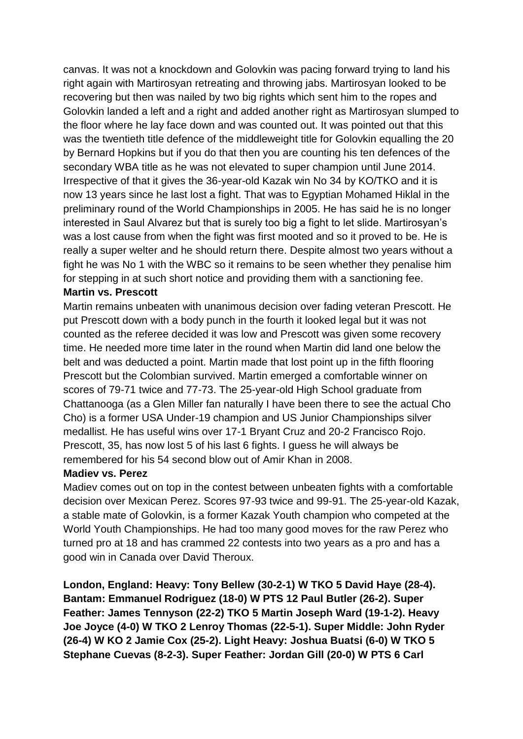canvas. It was not a knockdown and Golovkin was pacing forward trying to land his right again with Martirosyan retreating and throwing jabs. Martirosyan looked to be recovering but then was nailed by two big rights which sent him to the ropes and Golovkin landed a left and a right and added another right as Martirosyan slumped to the floor where he lay face down and was counted out. It was pointed out that this was the twentieth title defence of the middleweight title for Golovkin equalling the 20 by Bernard Hopkins but if you do that then you are counting his ten defences of the secondary WBA title as he was not elevated to super champion until June 2014. Irrespective of that it gives the 36-year-old Kazak win No 34 by KO/TKO and it is now 13 years since he last lost a fight. That was to Egyptian Mohamed Hiklal in the preliminary round of the World Championships in 2005. He has said he is no longer interested in Saul Alvarez but that is surely too big a fight to let slide. Martirosyan's was a lost cause from when the fight was first mooted and so it proved to be. He is really a super welter and he should return there. Despite almost two years without a fight he was No 1 with the WBC so it remains to be seen whether they penalise him for stepping in at such short notice and providing them with a sanctioning fee.

**Martin vs. Prescott**

Martin remains unbeaten with unanimous decision over fading veteran Prescott. He put Prescott down with a body punch in the fourth it looked legal but it was not counted as the referee decided it was low and Prescott was given some recovery time. He needed more time later in the round when Martin did land one below the belt and was deducted a point. Martin made that lost point up in the fifth flooring Prescott but the Colombian survived. Martin emerged a comfortable winner on scores of 79-71 twice and 77-73. The 25-year-old High School graduate from Chattanooga (as a Glen Miller fan naturally I have been there to see the actual Cho Cho) is a former USA Under-19 champion and US Junior Championships silver medallist. He has useful wins over 17-1 Bryant Cruz and 20-2 Francisco Rojo. Prescott, 35, has now lost 5 of his last 6 fights. I guess he will always be remembered for his 54 second blow out of Amir Khan in 2008.

**Madiev vs. Perez**

Madiev comes out on top in the contest between unbeaten fights with a comfortable decision over Mexican Perez. Scores 97-93 twice and 99-91. The 25-year-old Kazak, a stable mate of Golovkin, is a former Kazak Youth champion who competed at the World Youth Championships. He had too many good moves for the raw Perez who turned pro at 18 and has crammed 22 contests into two years as a pro and has a good win in Canada over David Theroux.

**London, England: Heavy: Tony Bellew (30-2-1) W TKO 5 David Haye (28-4). Bantam: Emmanuel Rodriguez (18-0) W PTS 12 Paul Butler (26-2). Super Feather: James Tennyson (22-2) TKO 5 Martin Joseph Ward (19-1-2). Heavy Joe Joyce (4-0) W TKO 2 Lenroy Thomas (22-5-1). Super Middle: John Ryder (26-4) W KO 2 Jamie Cox (25-2). Light Heavy: Joshua Buatsi (6-0) W TKO 5 Stephane Cuevas (8-2-3). Super Feather: Jordan Gill (20-0) W PTS 6 Carl**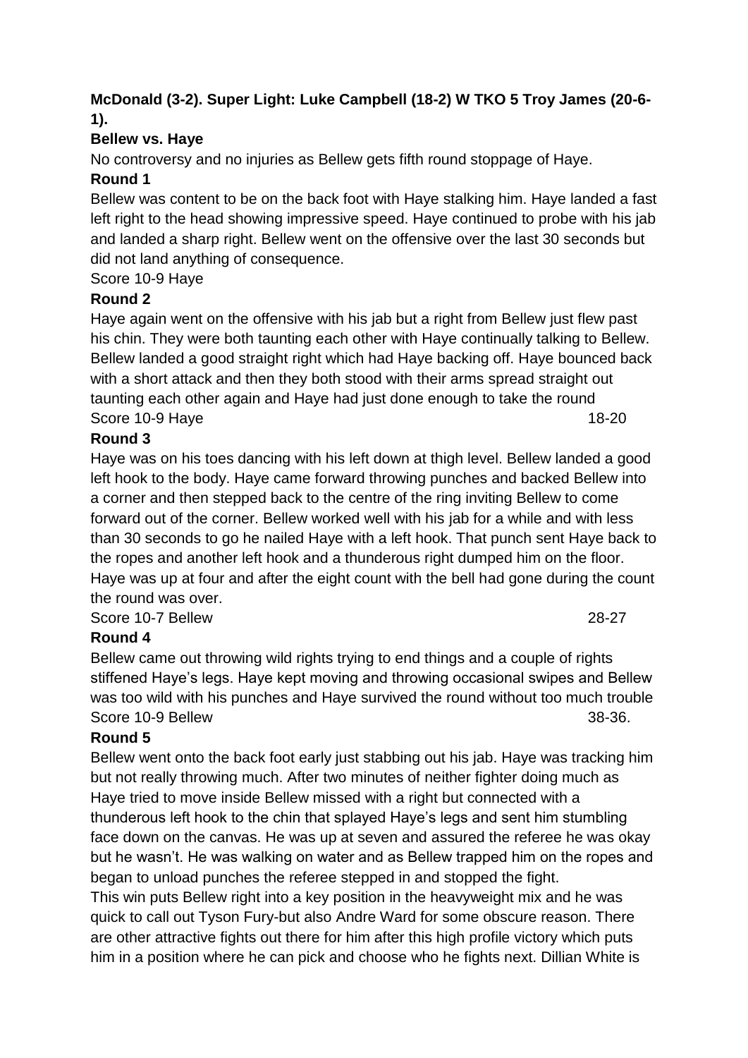**McDonald (3-2). Super Light: Luke Campbell (18-2) W TKO 5 Troy James (20-6-1).**

**Bellew vs. Haye**

No controversy and no injuries as Bellew gets fifth round stoppage of Haye.

**Round 1**

Bellew was content to be on the back foot with Haye stalking him. Haye landed a fast left right to the head showing impressive speed. Haye continued to probe with his jab and landed a sharp right. Bellew went on the offensive over the last 30 seconds but did not land anything of consequence.

Score 10-9 Haye

**Round 2**

Haye again went on the offensive with his jab but a right from Bellew just flew past his chin. They were both taunting each other with Haye continually talking to Bellew. Bellew landed a good straight right which had Haye backing off. Haye bounced back with a short attack and then they both stood with their arms spread straight out taunting each other again and Haye had just done enough to take the round

Score 10-9 Haye 18-20

**Round 3**

Haye was on his toes dancing with his left down at thigh level. Bellew landed a good left hook to the body. Haye came forward throwing punches and backed Bellew into a corner and then stepped back to the centre of the ring inviting Bellew to come forward out of the corner. Bellew worked well with his jab for a while and with less than 30 seconds to go he nailed Haye with a left hook. That punch sent Haye back to the ropes and another left hook and a thunderous right dumped him on the floor. Haye was up at four and after the eight count with the bell had gone during the count the round was over.

Score 10-7 Bellew 28-27

**Round 4**

Bellew came out throwing wild rights trying to end things and a couple of rights stiffened Haye's legs. Haye kept moving and throwing occasional swipes and Bellew was too wild with his punches and Haye survived the round without too much trouble

Score 10-9 Bellew 38-36.

**Round 5**

Bellew went onto the back foot early just stabbing out his jab. Haye was tracking him but not really throwing much. After two minutes of neither fighter doing much as Haye tried to move inside Bellew missed with a right but connected with a thunderous left hook to the chin that splayed Haye's legs and sent him stumbling face down on the canvas. He was up at seven and assured the referee he was okay but he wasn't. He was walking on water and as Bellew trapped him on the ropes and began to unload punches the referee stepped in and stopped the fight.

This win puts Bellew right into a key position in the heavyweight mix and he was quick to call out Tyson Fury-but also Andre Ward for some obscure reason. There are other attractive fights out there for him after this high profile victory which puts him in a position where he can pick and choose who he fights next. Dillian White is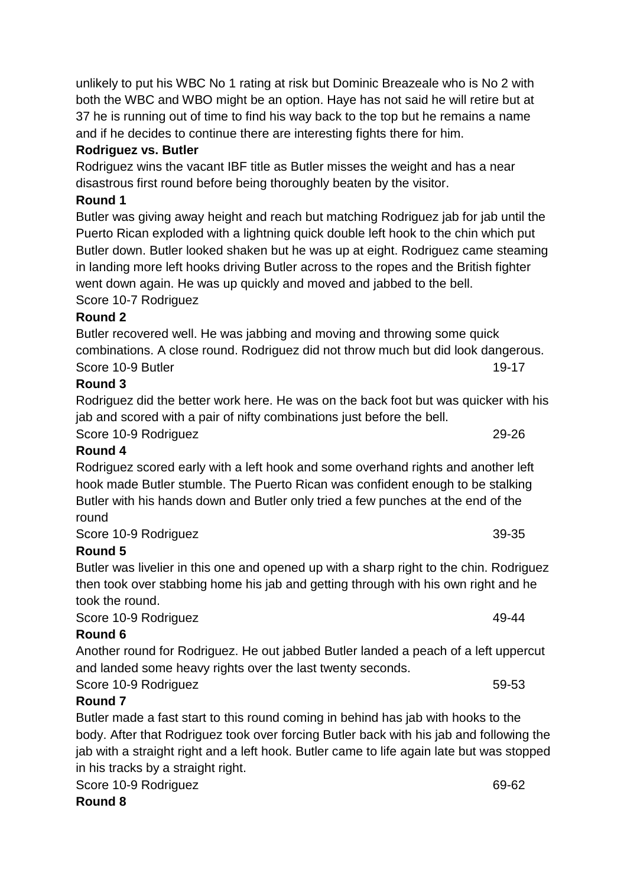unlikely to put his WBC No 1 rating at risk but Dominic Breazeale who is No 2 with both the WBC and WBO might be an option. Haye has not said he will retire but at 37 he is running out of time to find his way back to the top but he remains a name and if he decides to continue there are interesting fights there for him.

**Rodriguez vs. Butler**

Rodriguez wins the vacant IBF title as Butler misses the weight and has a near disastrous first round before being thoroughly beaten by the visitor.

**Round 1**

Butler was giving away height and reach but matching Rodriguez jab for jab until the Puerto Rican exploded with a lightning quick double left hook to the chin which put Butler down. Butler looked shaken but he was up at eight. Rodriguez came steaming in landing more left hooks driving Butler across to the ropes and the British fighter went down again. He was up quickly and moved and jabbed to the bell.

Score 10-7 Rodriguez

**Round 2**

Butler recovered well. He was jabbing and moving and throwing some quick combinations. A close round. Rodriguez did not throw much but did look dangerous.

Score 10-9 Butler 19-17

**Round 3**

Rodriguez did the better work here. He was on the back foot but was quicker with his jab and scored with a pair of nifty combinations just before the bell.

Score 10-9 Rodriguez 29-26

**Round 4**

Rodriguez scored early with a left hook and some overhand rights and another left hook made Butler stumble. The Puerto Rican was confident enough to be stalking Butler with his hands down and Butler only tried a few punches at the end of the round

Score 10-9 Rodriguez 39-35

**Round 5**

Butler was livelier in this one and opened up with a sharp right to the chin. Rodriguez then took over stabbing home his jab and getting through with his own right and he took the round.

Score 10-9 Rodriguez 49-44

**Round 6**

Another round for Rodriguez. He out jabbed Butler landed a peach of a left uppercut and landed some heavy rights over the last twenty seconds.

Score 10-9 Rodriguez 59-53

**Round 7**

Butler made a fast start to this round coming in behind has jab with hooks to the body. After that Rodriguez took over forcing Butler back with his jab and following the jab with a straight right and a left hook. Butler came to life again late but was stopped in his tracks by a straight right.

Score 10-9 Rodriguez 69-62

**Round 8**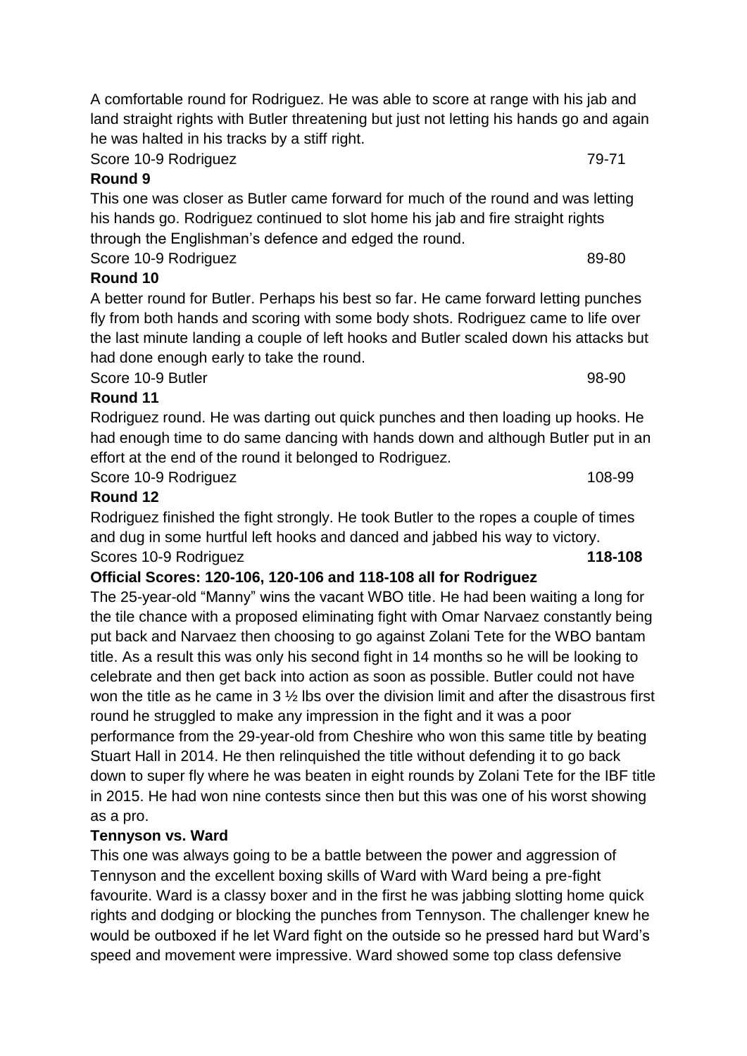A comfortable round for Rodriguez. He was able to score at range with his jab and land straight rights with Butler threatening but just not letting his hands go and again he was halted in his tracks by a stiff right.

Score 10-9 Rodriguez 79-71

**Round 9**

This one was closer as Butler came forward for much of the round and was letting his hands go. Rodriguez continued to slot home his jab and fire straight rights through the Englishman's defence and edged the round.

Score 10-9 Rodriguez 89-80

**Round 10**

A better round for Butler. Perhaps his best so far. He came forward letting punches fly from both hands and scoring with some body shots. Rodriguez came to life over the last minute landing a couple of left hooks and Butler scaled down his attacks but had done enough early to take the round.

Score 10-9 Butler 98-90

**Round 11**

Rodriguez round. He was darting out quick punches and then loading up hooks. He had enough time to do same dancing with hands down and although Butler put in an effort at the end of the round it belonged to Rodriguez.

Score 10-9 Rodriguez 108-99

**Round 12**

Rodriguez finished the fight strongly. He took Butler to the ropes a couple of times and dug in some hurtful left hooks and danced and jabbed his way to victory.

Scores 10-9 Rodriguez **118-108**

**Official Scores: 120-106, 120-106 and 118-108 all for Rodriguez**

The 25-year-old "Manny" wins the vacant WBO title. He had been waiting a long for the tile chance with a proposed eliminating fight with Omar Narvaez constantly being put back and Narvaez then choosing to go against Zolani Tete for the WBO bantam title. As a result this was only his second fight in 14 months so he will be looking to celebrate and then get back into action as soon as possible. Butler could not have won the title as he came in 3 ½ lbs over the division limit and after the disastrous first round he struggled to make any impression in the fight and it was a poor performance from the 29-year-old from Cheshire who won this same title by beating Stuart Hall in 2014. He then relinquished the title without defending it to go back down to super fly where he was beaten in eight rounds by Zolani Tete for the IBF title in 2015. He had won nine contests since then but this was one of his worst showing as a pro.

**Tennyson vs. Ward**

This one was always going to be a battle between the power and aggression of Tennyson and the excellent boxing skills of Ward with Ward being a pre-fight favourite. Ward is a classy boxer and in the first he was jabbing slotting home quick rights and dodging or blocking the punches from Tennyson. The challenger knew he would be outboxed if he let Ward fight on the outside so he pressed hard but Ward's speed and movement were impressive. Ward showed some top class defensive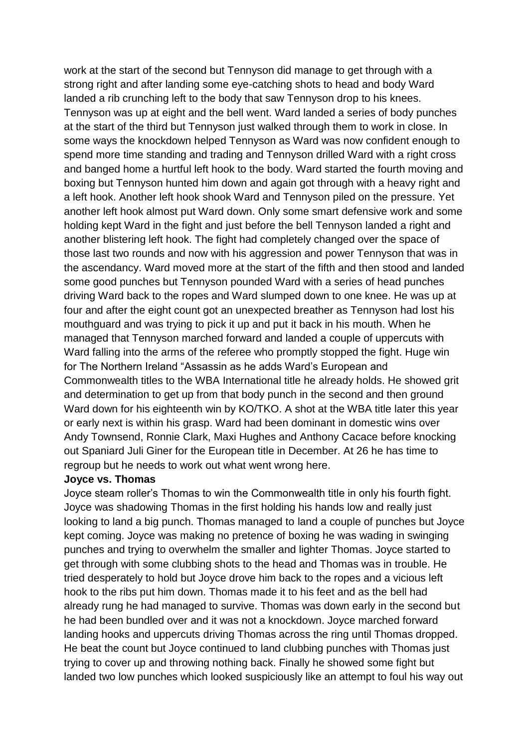work at the start of the second but Tennyson did manage to get through with a strong right and after landing some eye-catching shots to head and body Ward landed a rib crunching left to the body that saw Tennyson drop to his knees. Tennyson was up at eight and the bell went. Ward landed a series of body punches at the start of the third but Tennyson just walked through them to work in close. In some ways the knockdown helped Tennyson as Ward was now confident enough to spend more time standing and trading and Tennyson drilled Ward with a right cross and banged home a hurtful left hook to the body. Ward started the fourth moving and boxing but Tennyson hunted him down and again got through with a heavy right and a left hook. Another left hook shook Ward and Tennyson piled on the pressure. Yet another left hook almost put Ward down. Only some smart defensive work and some holding kept Ward in the fight and just before the bell Tennyson landed a right and another blistering left hook. The fight had completely changed over the space of those last two rounds and now with his aggression and power Tennyson that was in the ascendancy. Ward moved more at the start of the fifth and then stood and landed some good punches but Tennyson pounded Ward with a series of head punches driving Ward back to the ropes and Ward slumped down to one knee. He was up at four and after the eight count got an unexpected breather as Tennyson had lost his mouthguard and was trying to pick it up and put it back in his mouth. When he managed that Tennyson marched forward and landed a couple of uppercuts with Ward falling into the arms of the referee who promptly stopped the fight. Huge win for The Northern Ireland "Assassin as he adds Ward's European and Commonwealth titles to the WBA International title he already holds. He showed grit and determination to get up from that body punch in the second and then ground Ward down for his eighteenth win by KO/TKO. A shot at the WBA title later this year or early next is within his grasp. Ward had been dominant in domestic wins over Andy Townsend, Ronnie Clark, Maxi Hughes and Anthony Cacace before knocking out Spaniard Juli Giner for the European title in December. At 26 he has time to regroup but he needs to work out what went wrong here.

**Joyce vs. Thomas**

Joyce steam roller's Thomas to win the Commonwealth title in only his fourth fight. Joyce was shadowing Thomas in the first holding his hands low and really just looking to land a big punch. Thomas managed to land a couple of punches but Joyce kept coming. Joyce was making no pretence of boxing he was wading in swinging punches and trying to overwhelm the smaller and lighter Thomas. Joyce started to get through with some clubbing shots to the head and Thomas was in trouble. He tried desperately to hold but Joyce drove him back to the ropes and a vicious left hook to the ribs put him down. Thomas made it to his feet and as the bell had already rung he had managed to survive. Thomas was down early in the second but he had been bundled over and it was not a knockdown. Joyce marched forward landing hooks and uppercuts driving Thomas across the ring until Thomas dropped. He beat the count but Joyce continued to land clubbing punches with Thomas just trying to cover up and throwing nothing back. Finally he showed some fight but landed two low punches which looked suspiciously like an attempt to foul his way out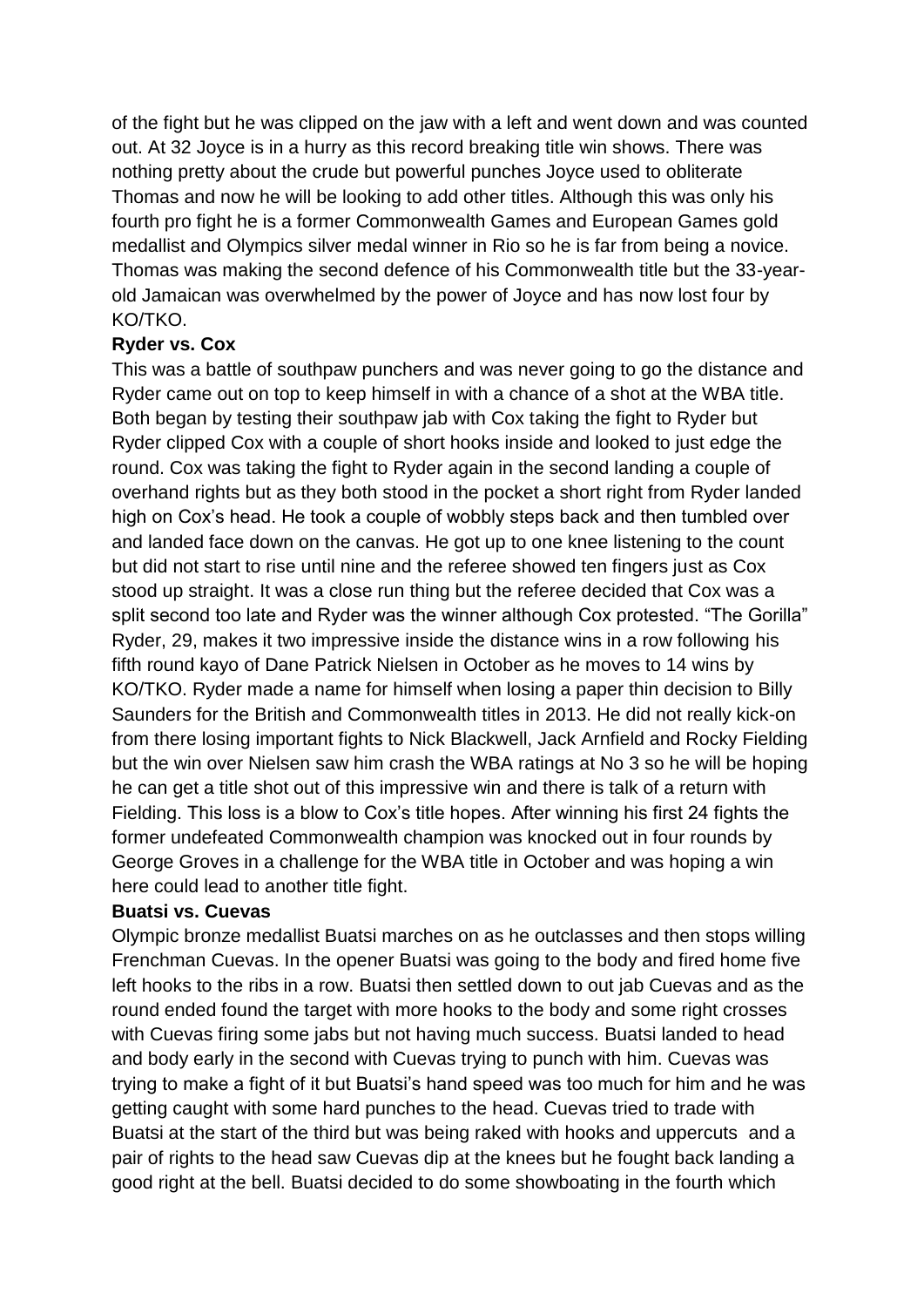of the fight but he was clipped on the jaw with a left and went down and was counted out. At 32 Joyce is in a hurry as this record breaking title win shows. There was nothing pretty about the crude but powerful punches Joyce used to obliterate Thomas and now he will be looking to add other titles. Although this was only his fourth pro fight he is a former Commonwealth Games and European Games gold medallist and Olympics silver medal winner in Rio so he is far from being a novice. Thomas was making the second defence of his Commonwealth title but the 33-year-old Jamaican was overwhelmed by the power of Joyce and has now lost four by KO/TKO.

**Ryder vs. Cox**

This was a battle of southpaw punchers and was never going to go the distance and Ryder came out on top to keep himself in with a chance of a shot at the WBA title. Both began by testing their southpaw jab with Cox taking the fight to Ryder but Ryder clipped Cox with a couple of short hooks inside and looked to just edge the round. Cox was taking the fight to Ryder again in the second landing a couple of overhand rights but as they both stood in the pocket a short right from Ryder landed high on Cox's head. He took a couple of wobbly steps back and then tumbled over and landed face down on the canvas. He got up to one knee listening to the count but did not start to rise until nine and the referee showed ten fingers just as Cox stood up straight. It was a close run thing but the referee decided that Cox was a split second too late and Ryder was the winner although Cox protested. "The Gorilla" Ryder, 29, makes it two impressive inside the distance wins in a row following his fifth round kayo of Dane Patrick Nielsen in October as he moves to 14 wins by KO/TKO. Ryder made a name for himself when losing a paper thin decision to Billy Saunders for the British and Commonwealth titles in 2013. He did not really kick-on from there losing important fights to Nick Blackwell, Jack Arnfield and Rocky Fielding but the win over Nielsen saw him crash the WBA ratings at No 3 so he will be hoping he can get a title shot out of this impressive win and there is talk of a return with Fielding. This loss is a blow to Cox's title hopes. After winning his first 24 fights the former undefeated Commonwealth champion was knocked out in four rounds by George Groves in a challenge for the WBA title in October and was hoping a win here could lead to another title fight.

**Buatsi vs. Cuevas**

Olympic bronze medallist Buatsi marches on as he outclasses and then stops willing Frenchman Cuevas. In the opener Buatsi was going to the body and fired home five left hooks to the ribs in a row. Buatsi then settled down to out jab Cuevas and as the round ended found the target with more hooks to the body and some right crosses with Cuevas firing some jabs but not having much success. Buatsi landed to head and body early in the second with Cuevas trying to punch with him. Cuevas was trying to make a fight of it but Buatsi's hand speed was too much for him and he was getting caught with some hard punches to the head. Cuevas tried to trade with Buatsi at the start of the third but was being raked with hooks and uppercuts and a pair of rights to the head saw Cuevas dip at the knees but he fought back landing a good right at the bell. Buatsi decided to do some showboating in the fourth which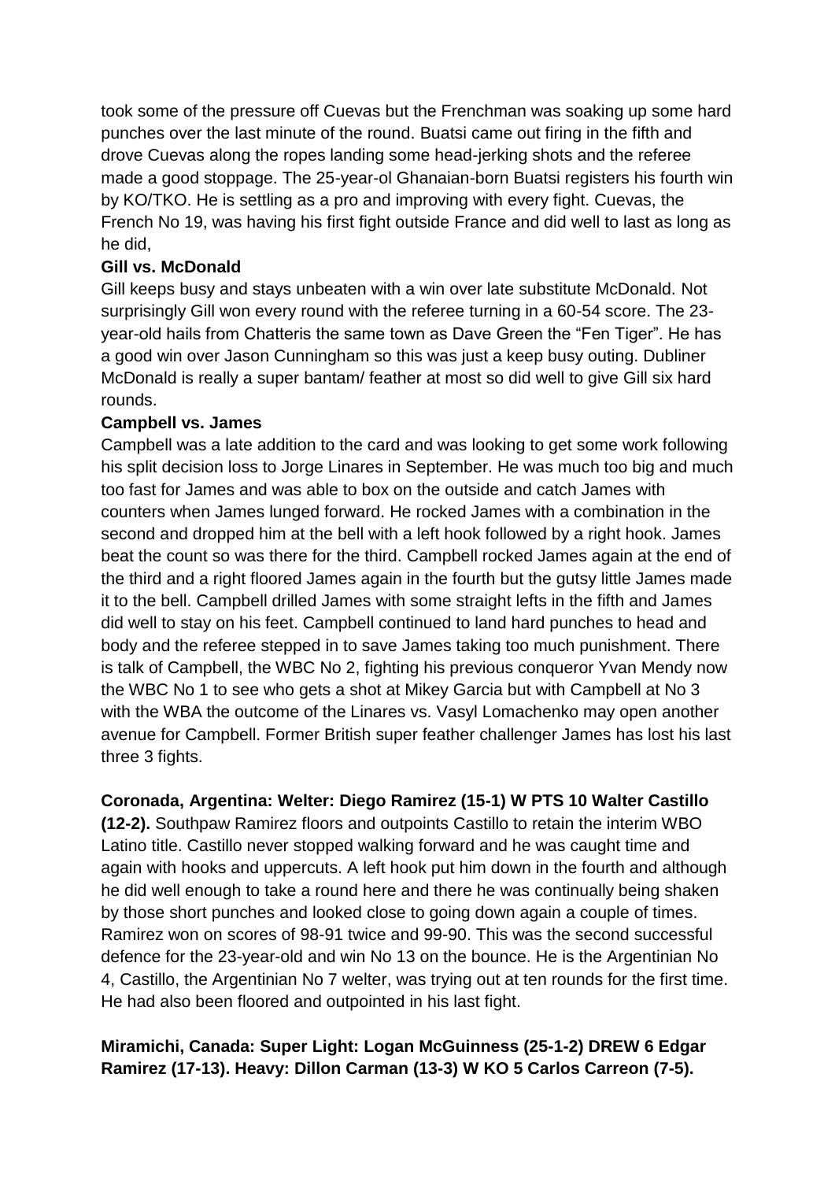took some of the pressure off Cuevas but the Frenchman was soaking up some hard punches over the last minute of the round. Buatsi came out firing in the fifth and drove Cuevas along the ropes landing some head-jerking shots and the referee made a good stoppage. The 25-year-ol Ghanaian-born Buatsi registers his fourth win by KO/TKO. He is settling as a pro and improving with every fight. Cuevas, the French No 19, was having his first fight outside France and did well to last as long as he did,

**Gill vs. McDonald**

Gill keeps busy and stays unbeaten with a win over late substitute McDonald. Not surprisingly Gill won every round with the referee turning in a 60-54 score. The 23-year-old hails from Chatteris the same town as Dave Green the "Fen Tiger". He has a good win over Jason Cunningham so this was just a keep busy outing. Dubliner McDonald is really a super bantam/ feather at most so did well to give Gill six hard rounds.

**Campbell vs. James**

Campbell was a late addition to the card and was looking to get some work following his split decision loss to Jorge Linares in September. He was much too big and much too fast for James and was able to box on the outside and catch James with counters when James lunged forward. He rocked James with a combination in the second and dropped him at the bell with a left hook followed by a right hook. James beat the count so was there for the third. Campbell rocked James again at the end of the third and a right floored James again in the fourth but the gutsy little James made it to the bell. Campbell drilled James with some straight lefts in the fifth and James did well to stay on his feet. Campbell continued to land hard punches to head and body and the referee stepped in to save James taking too much punishment. There is talk of Campbell, the WBC No 2, fighting his previous conqueror Yvan Mendy now the WBC No 1 to see who gets a shot at Mikey Garcia but with Campbell at No 3 with the WBA the outcome of the Linares vs. Vasyl Lomachenko may open another avenue for Campbell. Former British super feather challenger James has lost his last three 3 fights.

**Coronada, Argentina: Welter: Diego Ramirez (15-1) W PTS 10 Walter Castillo (12-2).** Southpaw Ramirez floors and outpoints Castillo to retain the interim WBO Latino title. Castillo never stopped walking forward and he was caught time and again with hooks and uppercuts. A left hook put him down in the fourth and although he did well enough to take a round here and there he was continually being shaken by those short punches and looked close to going down again a couple of times. Ramirez won on scores of 98-91 twice and 99-90. This was the second successful defence for the 23-year-old and win No 13 on the bounce. He is the Argentinian No 4, Castillo, the Argentinian No 7 welter, was trying out at ten rounds for the first time. He had also been floored and outpointed in his last fight.

**Miramichi, Canada: Super Light: Logan McGuinness (25-1-2) DREW 6 Edgar Ramirez (17-13). Heavy: Dillon Carman (13-3) W KO 5 Carlos Carreon (7-5).**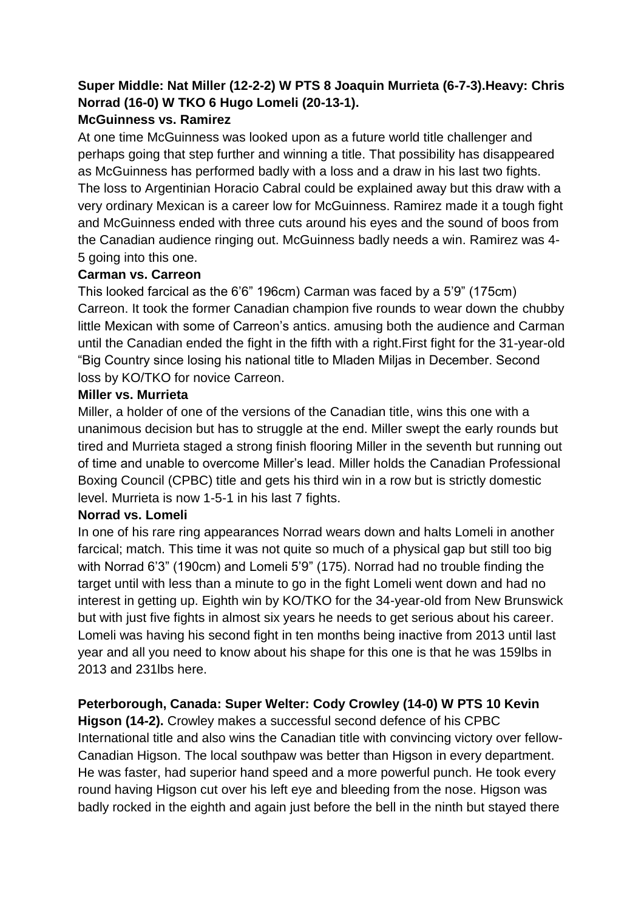**Super Middle: Nat Miller (12-2-2) W PTS 8 Joaquin Murrieta (6-7-3).Heavy: Chris Norrad (16-0) W TKO 6 Hugo Lomeli (20-13-1).**

**McGuinness vs. Ramirez**

At one time McGuinness was looked upon as a future world title challenger and perhaps going that step further and winning a title. That possibility has disappeared as McGuinness has performed badly with a loss and a draw in his last two fights. The loss to Argentinian Horacio Cabral could be explained away but this draw with a very ordinary Mexican is a career low for McGuinness. Ramirez made it a tough fight and McGuinness ended with three cuts around his eyes and the sound of boos from the Canadian audience ringing out. McGuinness badly needs a win. Ramirez was 4-5 going into this one.

**Carman vs. Carreon**

This looked farcical as the 6'6" 196cm) Carman was faced by a 5'9" (175cm) Carreon. It took the former Canadian champion five rounds to wear down the chubby little Mexican with some of Carreon's antics. amusing both the audience and Carman until the Canadian ended the fight in the fifth with a right.First fight for the 31-year-old "Big Country since losing his national title to Mladen Miljas in December. Second loss by KO/TKO for novice Carreon.

**Miller vs. Murrieta**

Miller, a holder of one of the versions of the Canadian title, wins this one with a unanimous decision but has to struggle at the end. Miller swept the early rounds but tired and Murrieta staged a strong finish flooring Miller in the seventh but running out of time and unable to overcome Miller's lead. Miller holds the Canadian Professional Boxing Council (CPBC) title and gets his third win in a row but is strictly domestic level. Murrieta is now 1-5-1 in his last 7 fights.

**Norrad vs. Lomeli**

In one of his rare ring appearances Norrad wears down and halts Lomeli in another farcical; match. This time it was not quite so much of a physical gap but still too big with Norrad 6'3" (190cm) and Lomeli 5'9" (175). Norrad had no trouble finding the target until with less than a minute to go in the fight Lomeli went down and had no interest in getting up. Eighth win by KO/TKO for the 34-year-old from New Brunswick but with just five fights in almost six years he needs to get serious about his career. Lomeli was having his second fight in ten months being inactive from 2013 until last year and all you need to know about his shape for this one is that he was 159lbs in 2013 and 231lbs here.

**Peterborough, Canada: Super Welter: Cody Crowley (14-0) W PTS 10 Kevin Higson (14-2).** Crowley makes a successful second defence of his CPBC International title and also wins the Canadian title with convincing victory over fellow-Canadian Higson. The local southpaw was better than Higson in every department. He was faster, had superior hand speed and a more powerful punch. He took every round having Higson cut over his left eye and bleeding from the nose. Higson was badly rocked in the eighth and again just before the bell in the ninth but stayed there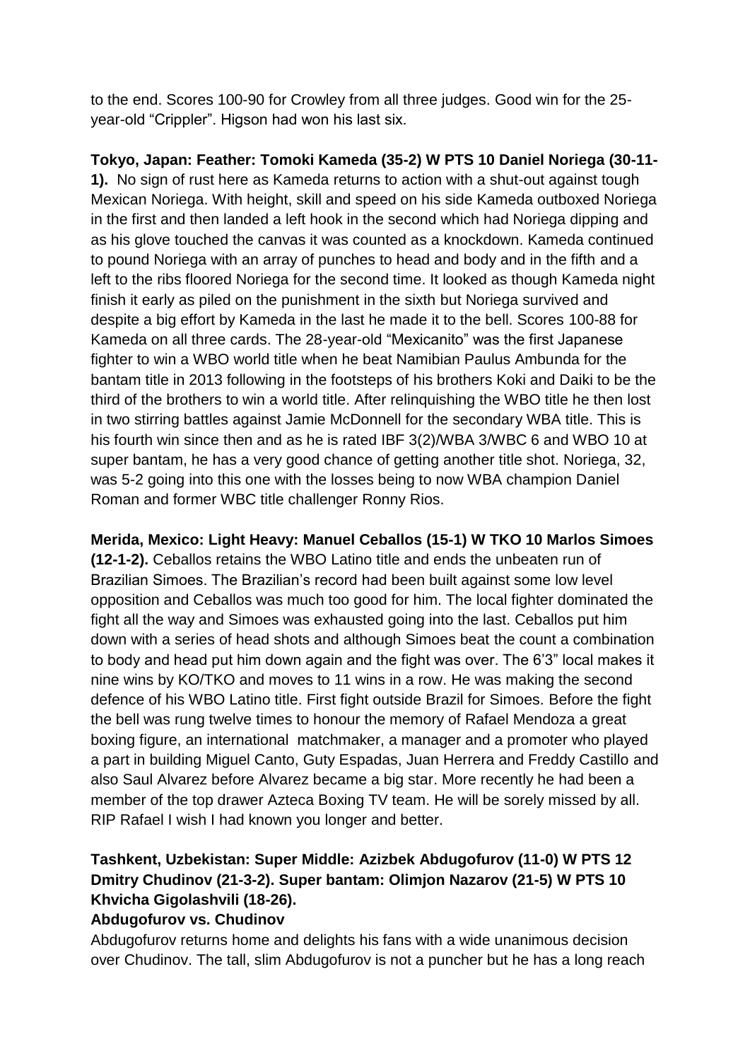to the end. Scores 100-90 for Crowley from all three judges. Good win for the 25-year-old "Crippler". Higson had won his last six.

**Tokyo, Japan: Feather: Tomoki Kameda (35-2) W PTS 10 Daniel Noriega (30-11-1).** No sign of rust here as Kameda returns to action with a shut-out against tough Mexican Noriega. With height, skill and speed on his side Kameda outboxed Noriega in the first and then landed a left hook in the second which had Noriega dipping and as his glove touched the canvas it was counted as a knockdown. Kameda continued to pound Noriega with an array of punches to head and body and in the fifth and a left to the ribs floored Noriega for the second time. It looked as though Kameda night finish it early as piled on the punishment in the sixth but Noriega survived and despite a big effort by Kameda in the last he made it to the bell. Scores 100-88 for Kameda on all three cards. The 28-year-old "Mexicanito" was the first Japanese fighter to win a WBO world title when he beat Namibian Paulus Ambunda for the bantam title in 2013 following in the footsteps of his brothers Koki and Daiki to be the third of the brothers to win a world title. After relinquishing the WBO title he then lost in two stirring battles against Jamie McDonnell for the secondary WBA title. This is his fourth win since then and as he is rated IBF 3(2)/WBA 3/WBC 6 and WBO 10 at super bantam, he has a very good chance of getting another title shot. Noriega, 32, was 5-2 going into this one with the losses being to now WBA champion Daniel Roman and former WBC title challenger Ronny Rios.

**Merida, Mexico: Light Heavy: Manuel Ceballos (15-1) W TKO 10 Marlos Simoes (12-1-2).** Ceballos retains the WBO Latino title and ends the unbeaten run of Brazilian Simoes. The Brazilian's record had been built against some low level opposition and Ceballos was much too good for him. The local fighter dominated the fight all the way and Simoes was exhausted going into the last. Ceballos put him down with a series of head shots and although Simoes beat the count a combination to body and head put him down again and the fight was over. The 6'3" local makes it nine wins by KO/TKO and moves to 11 wins in a row. He was making the second defence of his WBO Latino title. First fight outside Brazil for Simoes. Before the fight the bell was rung twelve times to honour the memory of Rafael Mendoza a great boxing figure, an international matchmaker, a manager and a promoter who played a part in building Miguel Canto, Guty Espadas, Juan Herrera and Freddy Castillo and also Saul Alvarez before Alvarez became a big star. More recently he had been a member of the top drawer Azteca Boxing TV team. He will be sorely missed by all. RIP Rafael I wish I had known you longer and better.

**Tashkent, Uzbekistan: Super Middle: Azizbek Abdugofurov (11-0) W PTS 12 Dmitry Chudinov (21-3-2). Super bantam: Olimjon Nazarov (21-5) W PTS 10 Khvicha Gigolashvili (18-26).**

**Abdugofurov vs. Chudinov**

Abdugofurov returns home and delights his fans with a wide unanimous decision over Chudinov. The tall, slim Abdugofurov is not a puncher but he has a long reach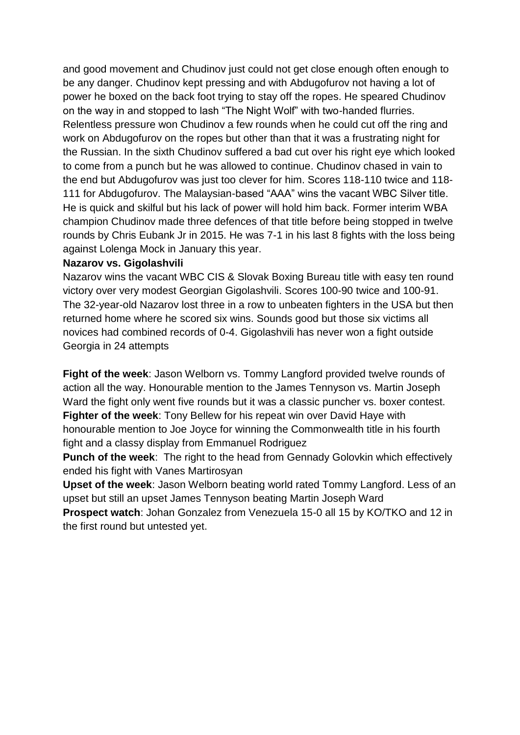and good movement and Chudinov just could not get close enough often enough to be any danger. Chudinov kept pressing and with Abdugofurov not having a lot of power he boxed on the back foot trying to stay off the ropes. He speared Chudinov on the way in and stopped to lash "The Night Wolf" with two-handed flurries. Relentless pressure won Chudinov a few rounds when he could cut off the ring and work on Abdugofurov on the ropes but other than that it was a frustrating night for the Russian. In the sixth Chudinov suffered a bad cut over his right eye which looked to come from a punch but he was allowed to continue. Chudinov chased in vain to the end but Abdugofurov was just too clever for him. Scores 118-110 twice and 118-111 for Abdugofurov. The Malaysian-based "AAA" wins the vacant WBC Silver title. He is quick and skilful but his lack of power will hold him back. Former interim WBA champion Chudinov made three defences of that title before being stopped in twelve rounds by Chris Eubank Jr in 2015. He was 7-1 in his last 8 fights with the loss being against Lolenga Mock in January this year.

**Nazarov vs. Gigolashvili**

Nazarov wins the vacant WBC CIS & Slovak Boxing Bureau title with easy ten round victory over very modest Georgian Gigolashvili. Scores 100-90 twice and 100-91. The 32-year-old Nazarov lost three in a row to unbeaten fighters in the USA but then returned home where he scored six wins. Sounds good but those six victims all novices had combined records of 0-4. Gigolashvili has never won a fight outside Georgia in 24 attempts

**Fight of the week**: Jason Welborn vs. Tommy Langford provided twelve rounds of action all the way. Honourable mention to the James Tennyson vs. Martin Joseph Ward the fight only went five rounds but it was a classic puncher vs. boxer contest.

**Fighter of the week**: Tony Bellew for his repeat win over David Haye with honourable mention to Joe Joyce for winning the Commonwealth title in his fourth fight and a classy display from Emmanuel Rodriguez

**Punch of the week**: The right to the head from Gennady Golovkin which effectively ended his fight with Vanes Martirosyan

**Upset of the week**: Jason Welborn beating world rated Tommy Langford. Less of an upset but still an upset James Tennyson beating Martin Joseph Ward

**Prospect watch**: Johan Gonzalez from Venezuela 15-0 all 15 by KO/TKO and 12 in the first round but untested yet.